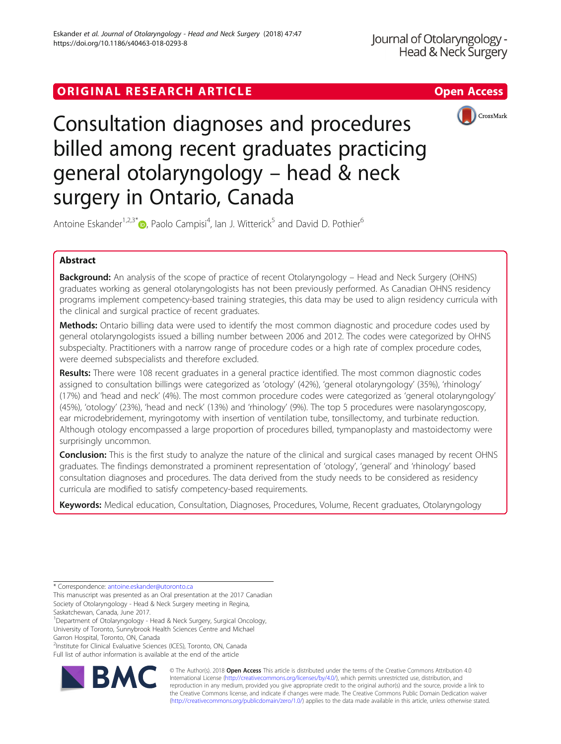ORIGINAL RESEARCH ARTICLE

Open Access

# Consultation diagnoses and procedures billed among recent graduates practicing general otolaryngology – head & neck surgery in Ontario, Canada

Antoine Eskander[1,2,3*], Paolo Campisi[4], Ian J. Witterick[5] and David D. Pothier[6]

## Abstract

**Background:** An analysis of the scope of practice of recent Otolaryngology – Head and Neck Surgery (OHNS) graduates working as general otolaryngologists has not been previously performed. As Canadian OHNS residency programs implement competency-based training strategies, this data may be used to align residency curricula with the clinical and surgical practice of recent graduates.

**Methods:** Ontario billing data were used to identify the most common diagnostic and procedure codes used by general otolaryngologists issued a billing number between 2006 and 2012. The codes were categorized by OHNS subspecialty. Practitioners with a narrow range of procedure codes or a high rate of complex procedure codes, were deemed subspecialists and therefore excluded.

**Results:** There were 108 recent graduates in a general practice identified. The most common diagnostic codes assigned to consultation billings were categorized as 'otology' (42%), 'general otolaryngology' (35%), 'rhinology' (17%) and 'head and neck' (4%). The most common procedure codes were categorized as 'general otolaryngology' (45%), 'otology' (23%), 'head and neck' (13%) and 'rhinology' (9%). The top 5 procedures were nasolaryngoscopy, ear microdebridement, myringotomy with insertion of ventilation tube, tonsillectomy, and turbinate reduction. Although otology encompassed a large proportion of procedures billed, tympanoplasty and mastoidectomy were surprisingly uncommon.

**Conclusion:** This is the first study to analyze the nature of the clinical and surgical cases managed by recent OHNS graduates. The findings demonstrated a prominent representation of 'otology', 'general' and 'rhinology' based consultation diagnoses and procedures. The data derived from the study needs to be considered as residency curricula are modified to satisfy competency-based requirements.

**Keywords:** Medical education, Consultation, Diagnoses, Procedures, Volume, Recent graduates, Otolaryngology

---

\* Correspondence: antoine.eskander@utoronto.ca

This manuscript was presented as an Oral presentation at the 2017 Canadian Society of Otolaryngology - Head & Neck Surgery meeting in Regina, Saskatchewan, Canada, June 2017.

[1]Department of Otolaryngology - Head & Neck Surgery, Surgical Oncology, University of Toronto, Sunnybrook Health Sciences Centre and Michael Garron Hospital, Toronto, ON, Canada

[2]Institute for Clinical Evaluative Sciences (ICES), Toronto, ON, Canada

Full list of author information is available at the end of the article

© The Author(s). 2018 **Open Access** This article is distributed under the terms of the Creative Commons Attribution 4.0 International License (http://creativecommons.org/licenses/by/4.0/), which permits unrestricted use, distribution, and reproduction in any medium, provided you give appropriate credit to the original author(s) and the source, provide a link to the Creative Commons license, and indicate if changes were made. The Creative Commons Public Domain Dedication waiver (http://creativecommons.org/publicdomain/zero/1.0/) applies to the data made available in this article, unless otherwise stated.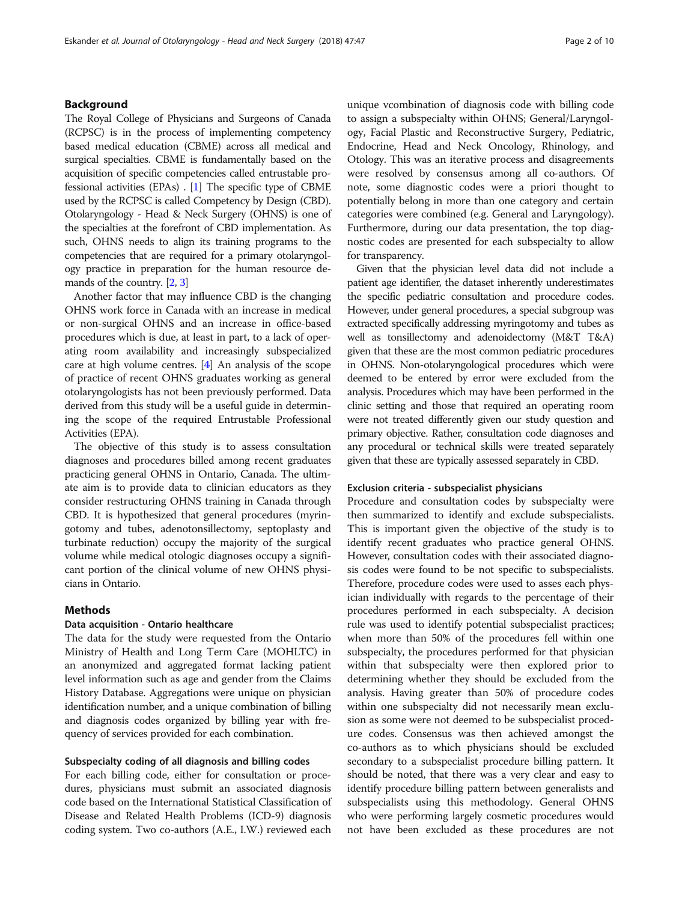## Background

The Royal College of Physicians and Surgeons of Canada (RCPSC) is in the process of implementing competency based medical education (CBME) across all medical and surgical specialties. CBME is fundamentally based on the acquisition of specific competencies called entrustable professional activities (EPAs) . [1] The specific type of CBME used by the RCPSC is called Competency by Design (CBD). Otolaryngology - Head & Neck Surgery (OHNS) is one of the specialties at the forefront of CBD implementation. As such, OHNS needs to align its training programs to the competencies that are required for a primary otolaryngology practice in preparation for the human resource demands of the country. [2, 3]

Another factor that may influence CBD is the changing OHNS work force in Canada with an increase in medical or non-surgical OHNS and an increase in office-based procedures which is due, at least in part, to a lack of operating room availability and increasingly subspecialized care at high volume centres. [4] An analysis of the scope of practice of recent OHNS graduates working as general otolaryngologists has not been previously performed. Data derived from this study will be a useful guide in determining the scope of the required Entrustable Professional Activities (EPA).

The objective of this study is to assess consultation diagnoses and procedures billed among recent graduates practicing general OHNS in Ontario, Canada. The ultimate aim is to provide data to clinician educators as they consider restructuring OHNS training in Canada through CBD. It is hypothesized that general procedures (myringotomy and tubes, adenotonsillectomy, septoplasty and turbinate reduction) occupy the majority of the surgical volume while medical otologic diagnoses occupy a significant portion of the clinical volume of new OHNS physicians in Ontario.

## Methods

### Data acquisition - Ontario healthcare

The data for the study were requested from the Ontario Ministry of Health and Long Term Care (MOHLTC) in an anonymized and aggregated format lacking patient level information such as age and gender from the Claims History Database. Aggregations were unique on physician identification number, and a unique combination of billing and diagnosis codes organized by billing year with frequency of services provided for each combination.

### Subspecialty coding of all diagnosis and billing codes

For each billing code, either for consultation or procedures, physicians must submit an associated diagnosis code based on the International Statistical Classification of Disease and Related Health Problems (ICD-9) diagnosis coding system. Two co-authors (A.E., I.W.) reviewed each unique vcombination of diagnosis code with billing code to assign a subspecialty within OHNS; General/Laryngology, Facial Plastic and Reconstructive Surgery, Pediatric, Endocrine, Head and Neck Oncology, Rhinology, and Otology. This was an iterative process and disagreements were resolved by consensus among all co-authors. Of note, some diagnostic codes were a priori thought to potentially belong in more than one category and certain categories were combined (e.g. General and Laryngology). Furthermore, during our data presentation, the top diagnostic codes are presented for each subspecialty to allow for transparency.

Given that the physician level data did not include a patient age identifier, the dataset inherently underestimates the specific pediatric consultation and procedure codes. However, under general procedures, a special subgroup was extracted specifically addressing myringotomy and tubes as well as tonsillectomy and adenoidectomy (M&T T&A) given that these are the most common pediatric procedures in OHNS. Non-otolaryngological procedures which were deemed to be entered by error were excluded from the analysis. Procedures which may have been performed in the clinic setting and those that required an operating room were not treated differently given our study question and primary objective. Rather, consultation code diagnoses and any procedural or technical skills were treated separately given that these are typically assessed separately in CBD.

### Exclusion criteria - subspecialist physicians

Procedure and consultation codes by subspecialty were then summarized to identify and exclude subspecialists. This is important given the objective of the study is to identify recent graduates who practice general OHNS. However, consultation codes with their associated diagnosis codes were found to be not specific to subspecialists. Therefore, procedure codes were used to asses each physician individually with regards to the percentage of their procedures performed in each subspecialty. A decision rule was used to identify potential subspecialist practices; when more than 50% of the procedures fell within one subspecialty, the procedures performed for that physician within that subspecialty were then explored prior to determining whether they should be excluded from the analysis. Having greater than 50% of procedure codes within one subspecialty did not necessarily mean exclusion as some were not deemed to be subspecialist procedure codes. Consensus was then achieved amongst the co-authors as to which physicians should be excluded secondary to a subspecialist procedure billing pattern. It should be noted, that there was a very clear and easy to identify procedure billing pattern between generalists and subspecialists using this methodology. General OHNS who were performing largely cosmetic procedures would not have been excluded as these procedures are not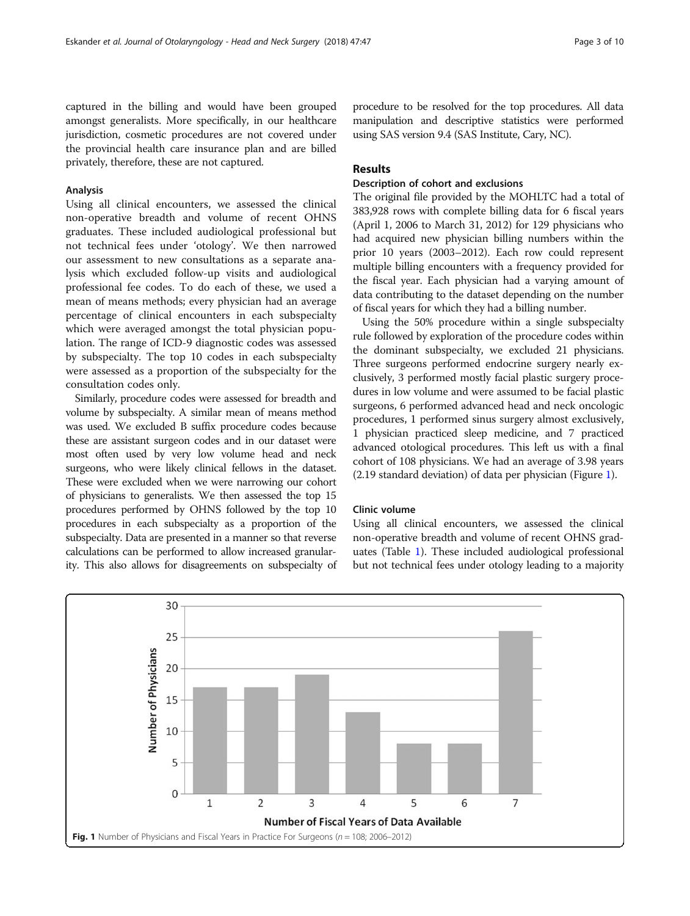captured in the billing and would have been grouped amongst generalists. More specifically, in our healthcare jurisdiction, cosmetic procedures are not covered under the provincial health care insurance plan and are billed privately, therefore, these are not captured.

### Analysis

Using all clinical encounters, we assessed the clinical non-operative breadth and volume of recent OHNS graduates. These included audiological professional but not technical fees under 'otology'. We then narrowed our assessment to new consultations as a separate analysis which excluded follow-up visits and audiological professional fee codes. To do each of these, we used a mean of means methods; every physician had an average percentage of clinical encounters in each subspecialty which were averaged amongst the total physician population. The range of ICD-9 diagnostic codes was assessed by subspecialty. The top 10 codes in each subspecialty were assessed as a proportion of the subspecialty for the consultation codes only.

Similarly, procedure codes were assessed for breadth and volume by subspecialty. A similar mean of means method was used. We excluded B suffix procedure codes because these are assistant surgeon codes and in our dataset were most often used by very low volume head and neck surgeons, who were likely clinical fellows in the dataset. These were excluded when we were narrowing our cohort of physicians to generalists. We then assessed the top 15 procedures performed by OHNS followed by the top 10 procedures in each subspecialty as a proportion of the subspecialty. Data are presented in a manner so that reverse calculations can be performed to allow increased granularity. This also allows for disagreements on subspecialty of procedure to be resolved for the top procedures. All data manipulation and descriptive statistics were performed using SAS version 9.4 (SAS Institute, Cary, NC).

## Results

### Description of cohort and exclusions

The original file provided by the MOHLTC had a total of 383,928 rows with complete billing data for 6 fiscal years (April 1, 2006 to March 31, 2012) for 129 physicians who had acquired new physician billing numbers within the prior 10 years (2003–2012). Each row could represent multiple billing encounters with a frequency provided for the fiscal year. Each physician had a varying amount of data contributing to the dataset depending on the number of fiscal years for which they had a billing number.

Using the 50% procedure within a single subspecialty rule followed by exploration of the procedure codes within the dominant subspecialty, we excluded 21 physicians. Three surgeons performed endocrine surgery nearly exclusively, 3 performed mostly facial plastic surgery procedures in low volume and were assumed to be facial plastic surgeons, 6 performed advanced head and neck oncologic procedures, 1 performed sinus surgery almost exclusively, 1 physician practiced sleep medicine, and 7 practiced advanced otological procedures. This left us with a final cohort of 108 physicians. We had an average of 3.98 years (2.19 standard deviation) of data per physician (Figure 1).

### Clinic volume

Using all clinical encounters, we assessed the clinical non-operative breadth and volume of recent OHNS graduates (Table 1). These included audiological professional but not technical fees under otology leading to a majority

**Fig. 1** Number of Physicians and Fiscal Years in Practice For Surgeons (*n* = 108; 2006–2012)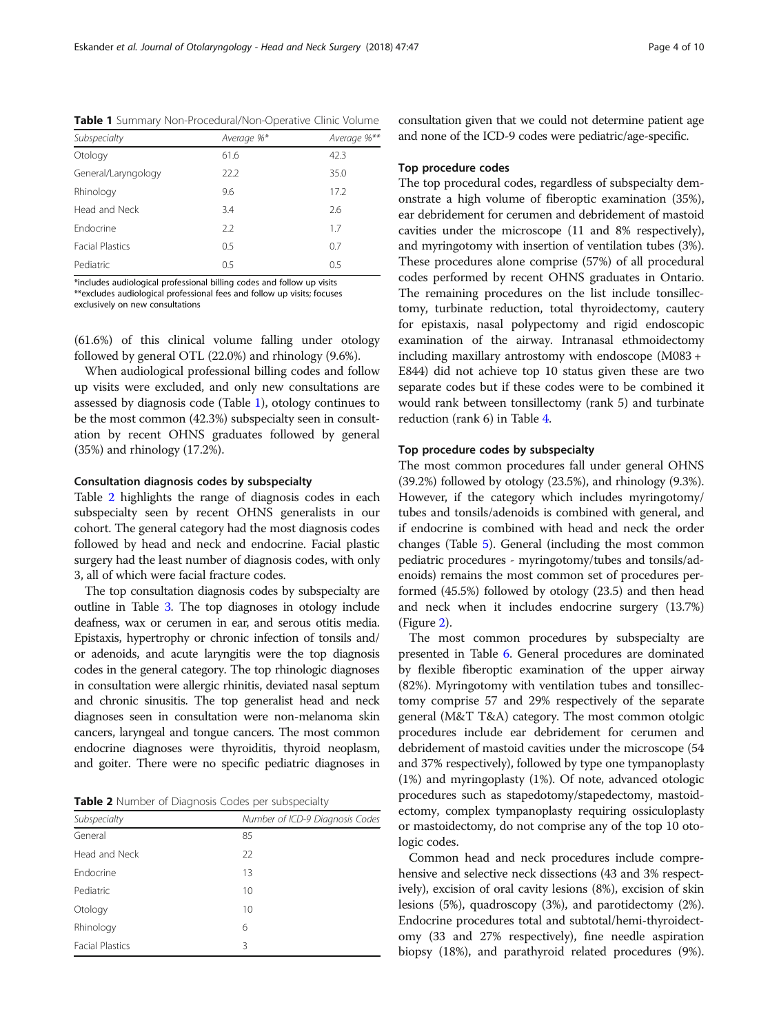**Table 1** Summary Non-Procedural/Non-Operative Clinic Volume

| *Subspecialty* | *Average %** | *Average %*** |
|---|---|---|
| Otology | 61.6 | 42.3 |
| General/Laryngology | 22.2 | 35.0 |
| Rhinology | 9.6 | 17.2 |
| Head and Neck | 3.4 | 2.6 |
| Endocrine | 2.2 | 1.7 |
| Facial Plastics | 0.5 | 0.7 |
| Pediatric | 0.5 | 0.5 |

*includes audiological professional billing codes and follow up visits
**excludes audiological professional fees and follow up visits; focuses exclusively on new consultations

(61.6%) of this clinical volume falling under otology followed by general OTL (22.0%) and rhinology (9.6%).

When audiological professional billing codes and follow up visits were excluded, and only new consultations are assessed by diagnosis code (Table 1), otology continues to be the most common (42.3%) subspecialty seen in consultation by recent OHNS graduates followed by general (35%) and rhinology (17.2%).

#### Consultation diagnosis codes by subspecialty

Table 2 highlights the range of diagnosis codes in each subspecialty seen by recent OHNS generalists in our cohort. The general category had the most diagnosis codes followed by head and neck and endocrine. Facial plastic surgery had the least number of diagnosis codes, with only 3, all of which were facial fracture codes.

The top consultation diagnosis codes by subspecialty are outline in Table 3. The top diagnoses in otology include deafness, wax or cerumen in ear, and serous otitis media. Epistaxis, hypertrophy or chronic infection of tonsils and/or adenoids, and acute laryngitis were the top diagnosis codes in the general category. The top rhinologic diagnoses in consultation were allergic rhinitis, deviated nasal septum and chronic sinusitis. The top generalist head and neck diagnoses seen in consultation were non-melanoma skin cancers, laryngeal and tongue cancers. The most common endocrine diagnoses were thyroiditis, thyroid neoplasm, and goiter. There were no specific pediatric diagnoses in consultation given that we could not determine patient age and none of the ICD-9 codes were pediatric/age-specific.

**Table 2** Number of Diagnosis Codes per subspecialty

| *Subspecialty* | *Number of ICD-9 Diagnosis Codes* |
|---|---|
| General | 85 |
| Head and Neck | 22 |
| Endocrine | 13 |
| Pediatric | 10 |
| Otology | 10 |
| Rhinology | 6 |
| Facial Plastics | 3 |

#### Top procedure codes

The top procedural codes, regardless of subspecialty demonstrate a high volume of fiberoptic examination (35%), ear debridement for cerumen and debridement of mastoid cavities under the microscope (11 and 8% respectively), and myringotomy with insertion of ventilation tubes (3%). These procedures alone comprise (57%) of all procedural codes performed by recent OHNS graduates in Ontario. The remaining procedures on the list include tonsillectomy, turbinate reduction, total thyroidectomy, cautery for epistaxis, nasal polypectomy and rigid endoscopic examination of the airway. Intranasal ethmoidectomy including maxillary antrostomy with endoscope (M083 + E844) did not achieve top 10 status given these are two separate codes but if these codes were to be combined it would rank between tonsillectomy (rank 5) and turbinate reduction (rank 6) in Table 4.

#### Top procedure codes by subspecialty

The most common procedures fall under general OHNS (39.2%) followed by otology (23.5%), and rhinology (9.3%). However, if the category which includes myringotomy/tubes and tonsils/adenoids is combined with general, and if endocrine is combined with head and neck the order changes (Table 5). General (including the most common pediatric procedures - myringotomy/tubes and tonsils/adenoids) remains the most common set of procedures performed (45.5%) followed by otology (23.5) and then head and neck when it includes endocrine surgery (13.7%) (Figure 2).

The most common procedures by subspecialty are presented in Table 6. General procedures are dominated by flexible fiberoptic examination of the upper airway (82%). Myringotomy with ventilation tubes and tonsillectomy comprise 57 and 29% respectively of the separate general (M&T T&A) category. The most common otolgic procedures include ear debridement for cerumen and debridement of mastoid cavities under the microscope (54 and 37% respectively), followed by type one tympanoplasty (1%) and myringoplasty (1%). Of note, advanced otologic procedures such as stapedotomy/stapedectomy, mastoidectomy, complex tympanoplasty requiring ossiculoplasty or mastoidectomy, do not comprise any of the top 10 otologic codes.

Common head and neck procedures include comprehensive and selective neck dissections (43 and 3% respectively), excision of oral cavity lesions (8%), excision of skin lesions (5%), quadroscopy (3%), and parotidectomy (2%). Endocrine procedures total and subtotal/hemi-thyroidectomy (33 and 27% respectively), fine needle aspiration biopsy (18%), and parathyroid related procedures (9%).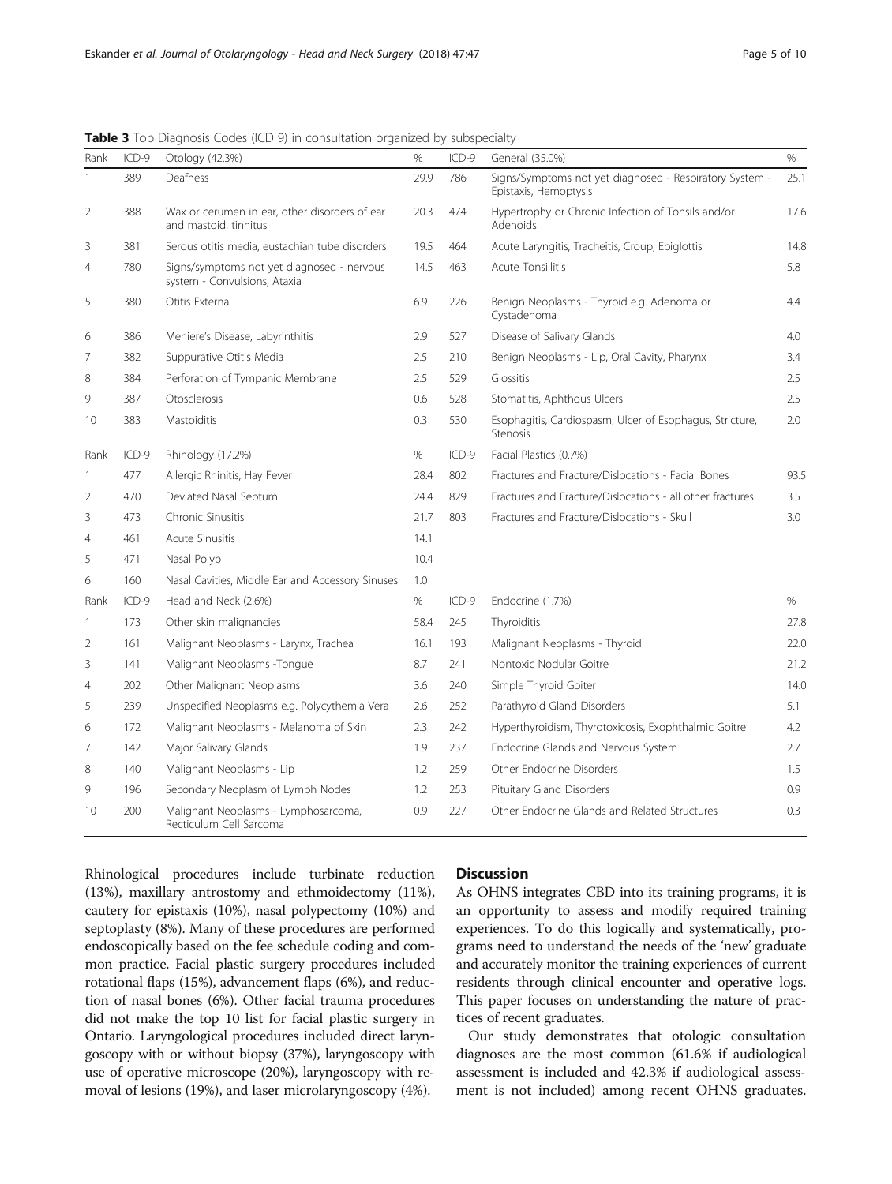**Table 3** Top Diagnosis Codes (ICD 9) in consultation organized by subspecialty

| Rank | ICD-9 | Otology (42.3%) | % | ICD-9 | General (35.0%) | % |
|---|---|---|---|---|---|---|
| 1 | 389 | Deafness | 29.9 | 786 | Signs/Symptoms not yet diagnosed - Respiratory System - Epistaxis, Hemoptysis | 25.1 |
| 2 | 388 | Wax or cerumen in ear, other disorders of ear and mastoid, tinnitus | 20.3 | 474 | Hypertrophy or Chronic Infection of Tonsils and/or Adenoids | 17.6 |
| 3 | 381 | Serous otitis media, eustachian tube disorders | 19.5 | 464 | Acute Laryngitis, Tracheitis, Croup, Epiglottis | 14.8 |
| 4 | 780 | Signs/symptoms not yet diagnosed - nervous system - Convulsions, Ataxia | 14.5 | 463 | Acute Tonsillitis | 5.8 |
| 5 | 380 | Otitis Externa | 6.9 | 226 | Benign Neoplasms - Thyroid e.g. Adenoma or Cystadenoma | 4.4 |
| 6 | 386 | Meniere's Disease, Labyrinthitis | 2.9 | 527 | Disease of Salivary Glands | 4.0 |
| 7 | 382 | Suppurative Otitis Media | 2.5 | 210 | Benign Neoplasms - Lip, Oral Cavity, Pharynx | 3.4 |
| 8 | 384 | Perforation of Tympanic Membrane | 2.5 | 529 | Glossitis | 2.5 |
| 9 | 387 | Otosclerosis | 0.6 | 528 | Stomatitis, Aphthous Ulcers | 2.5 |
| 10 | 383 | Mastoiditis | 0.3 | 530 | Esophagitis, Cardiospasm, Ulcer of Esophagus, Stricture, Stenosis | 2.0 |
| Rank | ICD-9 | Rhinology (17.2%) | % | ICD-9 | Facial Plastics (0.7%) | |
| 1 | 477 | Allergic Rhinitis, Hay Fever | 28.4 | 802 | Fractures and Fracture/Dislocations - Facial Bones | 93.5 |
| 2 | 470 | Deviated Nasal Septum | 24.4 | 829 | Fractures and Fracture/Dislocations - all other fractures | 3.5 |
| 3 | 473 | Chronic Sinusitis | 21.7 | 803 | Fractures and Fracture/Dislocations - Skull | 3.0 |
| 4 | 461 | Acute Sinusitis | 14.1 | | | |
| 5 | 471 | Nasal Polyp | 10.4 | | | |
| 6 | 160 | Nasal Cavities, Middle Ear and Accessory Sinuses | 1.0 | | | |
| Rank | ICD-9 | Head and Neck (2.6%) | % | ICD-9 | Endocrine (1.7%) | % |
| 1 | 173 | Other skin malignancies | 58.4 | 245 | Thyroiditis | 27.8 |
| 2 | 161 | Malignant Neoplasms - Larynx, Trachea | 16.1 | 193 | Malignant Neoplasms - Thyroid | 22.0 |
| 3 | 141 | Malignant Neoplasms -Tongue | 8.7 | 241 | Nontoxic Nodular Goitre | 21.2 |
| 4 | 202 | Other Malignant Neoplasms | 3.6 | 240 | Simple Thyroid Goiter | 14.0 |
| 5 | 239 | Unspecified Neoplasms e.g. Polycythemia Vera | 2.6 | 252 | Parathyroid Gland Disorders | 5.1 |
| 6 | 172 | Malignant Neoplasms - Melanoma of Skin | 2.3 | 242 | Hyperthyroidism, Thyrotoxicosis, Exophthalmic Goitre | 4.2 |
| 7 | 142 | Major Salivary Glands | 1.9 | 237 | Endocrine Glands and Nervous System | 2.7 |
| 8 | 140 | Malignant Neoplasms - Lip | 1.2 | 259 | Other Endocrine Disorders | 1.5 |
| 9 | 196 | Secondary Neoplasm of Lymph Nodes | 1.2 | 253 | Pituitary Gland Disorders | 0.9 |
| 10 | 200 | Malignant Neoplasms - Lymphosarcoma, Recticulum Cell Sarcoma | 0.9 | 227 | Other Endocrine Glands and Related Structures | 0.3 |

Rhinological procedures include turbinate reduction (13%), maxillary antrostomy and ethmoidectomy (11%), cautery for epistaxis (10%), nasal polypectomy (10%) and septoplasty (8%). Many of these procedures are performed endoscopically based on the fee schedule coding and common practice. Facial plastic surgery procedures included rotational flaps (15%), advancement flaps (6%), and reduction of nasal bones (6%). Other facial trauma procedures did not make the top 10 list for facial plastic surgery in Ontario. Laryngological procedures included direct laryngoscopy with or without biopsy (37%), laryngoscopy with use of operative microscope (20%), laryngoscopy with removal of lesions (19%), and laser microlaryngoscopy (4%).

## Discussion

As OHNS integrates CBD into its training programs, it is an opportunity to assess and modify required training experiences. To do this logically and systematically, programs need to understand the needs of the 'new' graduate and accurately monitor the training experiences of current residents through clinical encounter and operative logs. This paper focuses on understanding the nature of practices of recent graduates.

Our study demonstrates that otologic consultation diagnoses are the most common (61.6% if audiological assessment is included and 42.3% if audiological assessment is not included) among recent OHNS graduates.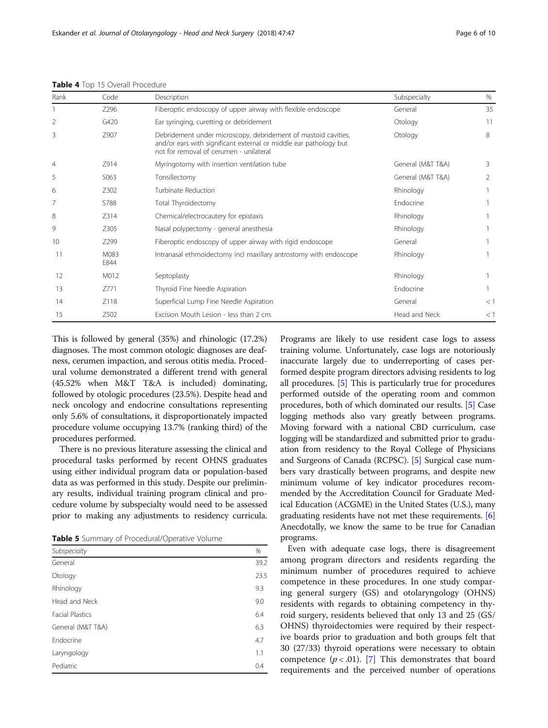**Table 4** Top 15 Overall Procedure

| Rank | Code | Description | Subspecialty | % |
|---|---|---|---|---|
| 1 | Z296 | Fiberoptic endoscopy of upper airway with flexible endoscope | General | 35 |
| 2 | G420 | Ear syringing, curetting or debridement | Otology | 11 |
| 3 | Z907 | Debridement under microscopy, debridement of mastoid cavities, and/or ears with significant external or middle ear pathology but not for removal of cerumen - unilateral | Otology | 8 |
| 4 | Z914 | Myringotomy with insertion ventilation tube | General (M&T T&A) | 3 |
| 5 | S063 | Tonsillectomy | General (M&T T&A) | 2 |
| 6 | Z302 | Turbinate Reduction | Rhinology | 1 |
| 7 | S788 | Total Thyroidectomy | Endocrine | 1 |
| 8 | Z314 | Chemical/electrocautery for epistaxis | Rhinology | 1 |
| 9 | Z305 | Nasal polypectomy - general anesthesia | Rhinology | 1 |
| 10 | Z299 | Fiberoptic endoscopy of upper airway with rigid endoscope | General | 1 |
| 11 | M083 E844 | Intranasal ethmoidectomy incl maxillary antrostomy with endoscope | Rhinology | 1 |
| 12 | M012 | Septoplasty | Rhinology | 1 |
| 13 | Z771 | Thyroid Fine Needle Aspiration | Endocrine | 1 |
| 14 | Z118 | Superficial Lump Fine Needle Aspiration | General | < 1 |
| 15 | Z502 | Excision Mouth Lesion - less than 2 cm. | Head and Neck | < 1 |

This is followed by general (35%) and rhinologic (17.2%) diagnoses. The most common otologic diagnoses are deafness, cerumen impaction, and serous otitis media. Procedural volume demonstrated a different trend with general (45.52% when M&T T&A is included) dominating, followed by otologic procedures (23.5%). Despite head and neck oncology and endocrine consultations representing only 5.6% of consultations, it disproportionately impacted procedure volume occupying 13.7% (ranking third) of the procedures performed.

There is no previous literature assessing the clinical and procedural tasks performed by recent OHNS graduates using either individual program data or population-based data as was performed in this study. Despite our preliminary results, individual training program clinical and procedure volume by subspecialty would need to be assessed prior to making any adjustments to residency curricula.

**Table 5** Summary of Procedural/Operative Volume

| Subspecialty | % |
|---|---|
| General | 39.2 |
| Otology | 23.5 |
| Rhinology | 9.3 |
| Head and Neck | 9.0 |
| Facial Plastics | 6.4 |
| General (M&T T&A) | 6.3 |
| Endocrine | 4.7 |
| Laryngology | 1.1 |
| Pediatric | 0.4 |

Programs are likely to use resident case logs to assess training volume. Unfortunately, case logs are notoriously inaccurate largely due to underreporting of cases performed despite program directors advising residents to log all procedures. [5] This is particularly true for procedures performed outside of the operating room and common procedures, both of which dominated our results. [5] Case logging methods also vary greatly between programs. Moving forward with a national CBD curriculum, case logging will be standardized and submitted prior to graduation from residency to the Royal College of Physicians and Surgeons of Canada (RCPSC). [5] Surgical case numbers vary drastically between programs, and despite new minimum volume of key indicator procedures recommended by the Accreditation Council for Graduate Medical Education (ACGME) in the United States (U.S.), many graduating residents have not met these requirements. [6] Anecdotally, we know the same to be true for Canadian programs.

Even with adequate case logs, there is disagreement among program directors and residents regarding the minimum number of procedures required to achieve competence in these procedures. In one study comparing general surgery (GS) and otolaryngology (OHNS) residents with regards to obtaining competency in thyroid surgery, residents believed that only 13 and 25 (GS/OHNS) thyroidectomies were required by their respective boards prior to graduation and both groups felt that 30 (27/33) thyroid operations were necessary to obtain competence ($p < .01$). [7] This demonstrates that board requirements and the perceived number of operations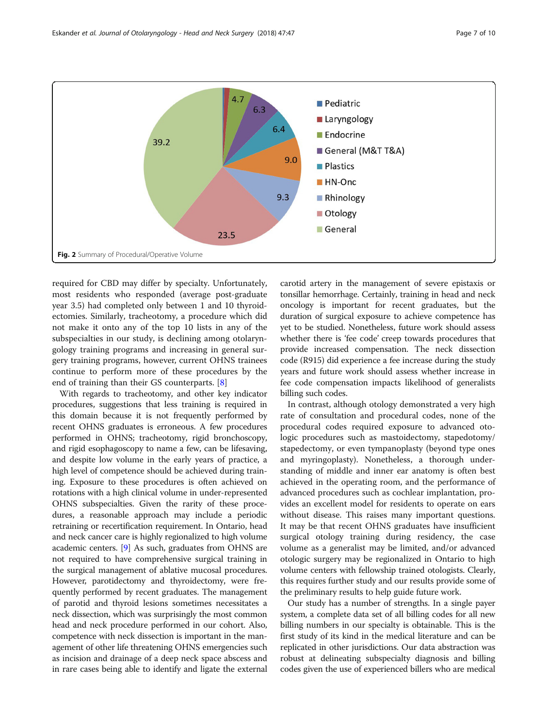39.2

4.7

6.3

6.4

9.0

9.3

23.5

Pediatric

Laryngology

Endocrine

General (M&T T&A)

Plastics

HN-Onc

Rhinology

Otology

General

**Fig. 2** Summary of Procedural/Operative Volume

required for CBD may differ by specialty. Unfortunately, most residents who responded (average post-graduate year 3.5) had completed only between 1 and 10 thyroidectomies. Similarly, tracheotomy, a procedure which did not make it onto any of the top 10 lists in any of the subspecialties in our study, is declining among otolaryngology training programs and increasing in general surgery training programs, however, current OHNS trainees continue to perform more of these procedures by the end of training than their GS counterparts. [8]

With regards to tracheotomy, and other key indicator procedures, suggestions that less training is required in this domain because it is not frequently performed by recent OHNS graduates is erroneous. A few procedures performed in OHNS; tracheotomy, rigid bronchoscopy, and rigid esophagoscopy to name a few, can be lifesaving, and despite low volume in the early years of practice, a high level of competence should be achieved during training. Exposure to these procedures is often achieved on rotations with a high clinical volume in under-represented OHNS subspecialties. Given the rarity of these procedures, a reasonable approach may include a periodic retraining or recertification requirement. In Ontario, head and neck cancer care is highly regionalized to high volume academic centers. [9] As such, graduates from OHNS are not required to have comprehensive surgical training in the surgical management of ablative mucosal procedures. However, parotidectomy and thyroidectomy, were frequently performed by recent graduates. The management of parotid and thyroid lesions sometimes necessitates a neck dissection, which was surprisingly the most common head and neck procedure performed in our cohort. Also, competence with neck dissection is important in the management of other life threatening OHNS emergencies such as incision and drainage of a deep neck space abscess and in rare cases being able to identify and ligate the external carotid artery in the management of severe epistaxis or tonsillar hemorrhage. Certainly, training in head and neck oncology is important for recent graduates, but the duration of surgical exposure to achieve competence has yet to be studied. Nonetheless, future work should assess whether there is 'fee code' creep towards procedures that provide increased compensation. The neck dissection code (R915) did experience a fee increase during the study years and future work should assess whether increase in fee code compensation impacts likelihood of generalists billing such codes.

In contrast, although otology demonstrated a very high rate of consultation and procedural codes, none of the procedural codes required exposure to advanced otologic procedures such as mastoidectomy, stapedotomy/stapedectomy, or even tympanoplasty (beyond type ones and myringoplasty). Nonetheless, a thorough understanding of middle and inner ear anatomy is often best achieved in the operating room, and the performance of advanced procedures such as cochlear implantation, provides an excellent model for residents to operate on ears without disease. This raises many important questions. It may be that recent OHNS graduates have insufficient surgical otology training during residency, the case volume as a generalist may be limited, and/or advanced otologic surgery may be regionalized in Ontario to high volume centers with fellowship trained otologists. Clearly, this requires further study and our results provide some of the preliminary results to help guide future work.

Our study has a number of strengths. In a single payer system, a complete data set of all billing codes for all new billing numbers in our specialty is obtainable. This is the first study of its kind in the medical literature and can be replicated in other jurisdictions. Our data abstraction was robust at delineating subspecialty diagnosis and billing codes given the use of experienced billers who are medical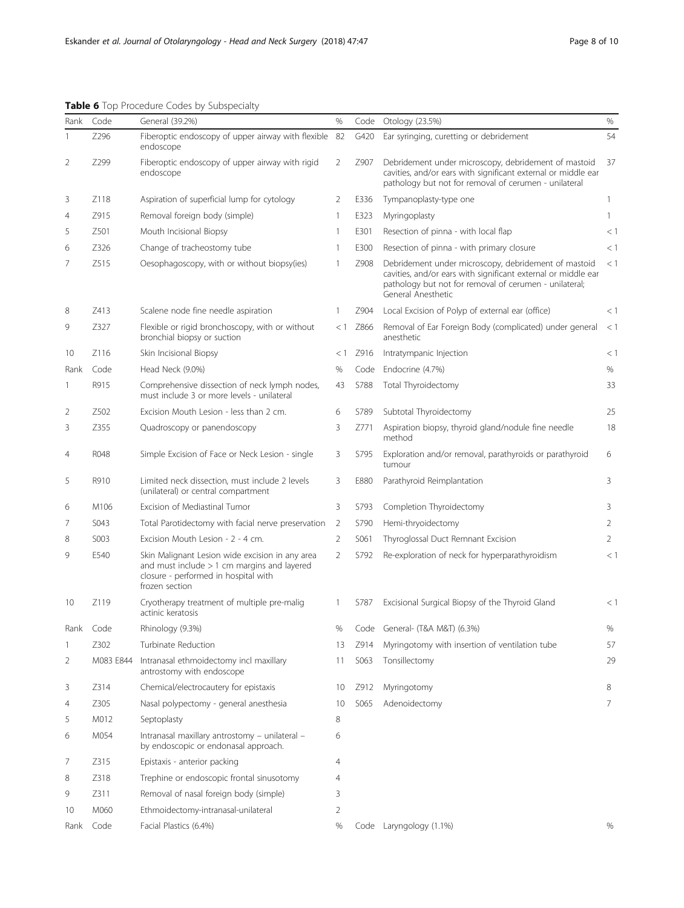**Table 6** Top Procedure Codes by Subspecialty

| Rank | Code | General (39.2%) | % | Code | Otology (23.5%) | % |
|---|---|---|---|---|---|---|
| 1 | Z296 | Fiberoptic endoscopy of upper airway with flexible endoscope | 82 | G420 | Ear syringing, curetting or debridement | 54 |
| 2 | Z299 | Fiberoptic endoscopy of upper airway with rigid endoscope | 2 | Z907 | Debridement under microscopy, debridement of mastoid cavities, and/or ears with significant external or middle ear pathology but not for removal of cerumen - unilateral | 37 |
| 3 | Z118 | Aspiration of superficial lump for cytology | 2 | E336 | Tympanoplasty-type one | 1 |
| 4 | Z915 | Removal foreign body (simple) | 1 | E323 | Myringoplasty | 1 |
| 5 | Z501 | Mouth Incisional Biopsy | 1 | E301 | Resection of pinna - with local flap | < 1 |
| 6 | Z326 | Change of tracheostomy tube | 1 | E300 | Resection of pinna - with primary closure | < 1 |
| 7 | Z515 | Oesophagoscopy, with or without biopsy(ies) | 1 | Z908 | Debridement under microscopy, debridement of mastoid cavities, and/or ears with significant external or middle ear pathology but not for removal of cerumen - unilateral; General Anesthetic | < 1 |
| 8 | Z413 | Scalene node fine needle aspiration | 1 | Z904 | Local Excision of Polyp of external ear (office) | < 1 |
| 9 | Z327 | Flexible or rigid bronchoscopy, with or without bronchial biopsy or suction | < 1 | Z866 | Removal of Ear Foreign Body (complicated) under general anesthetic | < 1 |
| 10 | Z116 | Skin Incisional Biopsy | < 1 | Z916 | Intratympanic Injection | < 1 |
| Rank | Code | Head Neck (9.0%) | % | Code | Endocrine (4.7%) | % |
| 1 | R915 | Comprehensive dissection of neck lymph nodes, must include 3 or more levels - unilateral | 43 | S788 | Total Thyroidectomy | 33 |
| 2 | Z502 | Excision Mouth Lesion - less than 2 cm. | 6 | S789 | Subtotal Thyroidectomy | 25 |
| 3 | Z355 | Quadroscopy or panendoscopy | 3 | Z771 | Aspiration biopsy, thyroid gland/nodule fine needle method | 18 |
| 4 | R048 | Simple Excision of Face or Neck Lesion - single | 3 | S795 | Exploration and/or removal, parathyroids or parathyroid tumour | 6 |
| 5 | R910 | Limited neck dissection, must include 2 levels (unilateral) or central compartment | 3 | E880 | Parathyroid Reimplantation | 3 |
| 6 | M106 | Excision of Mediastinal Tumor | 3 | S793 | Completion Thyroidectomy | 3 |
| 7 | S043 | Total Parotidectomy with facial nerve preservation | 2 | S790 | Hemi-thryoidectomy | 2 |
| 8 | S003 | Excision Mouth Lesion - 2 - 4 cm. | 2 | S061 | Thyroglossal Duct Remnant Excision | 2 |
| 9 | E540 | Skin Malignant Lesion wide excision in any area and must include > 1 cm margins and layered closure - performed in hospital with frozen section | 2 | S792 | Re-exploration of neck for hyperparathyroidism | < 1 |
| 10 | Z119 | Cryotherapy treatment of multiple pre-malig actinic keratosis | 1 | S787 | Excisional Surgical Biopsy of the Thyroid Gland | < 1 |
| Rank | Code | Rhinology (9.3%) | % | Code | General- (T&A M&T) (6.3%) | % |
| 1 | Z302 | Turbinate Reduction | 13 | Z914 | Myringotomy with insertion of ventilation tube | 57 |
| 2 | M083 E844 | Intranasal ethmoidectomy incl maxillary antrostomy with endoscope | 11 | S063 | Tonsillectomy | 29 |
| 3 | Z314 | Chemical/electrocautery for epistaxis | 10 | Z912 | Myringotomy | 8 |
| 4 | Z305 | Nasal polypectomy - general anesthesia | 10 | S065 | Adenoidectomy | 7 |
| 5 | M012 | Septoplasty | 8 | | | |
| 6 | M054 | Intranasal maxillary antrostomy – unilateral – by endoscopic or endonasal approach. | 6 | | | |
| 7 | Z315 | Epistaxis - anterior packing | 4 | | | |
| 8 | Z318 | Trephine or endoscopic frontal sinusotomy | 4 | | | |
| 9 | Z311 | Removal of nasal foreign body (simple) | 3 | | | |
| 10 | M060 | Ethmoidectomy-intranasal-unilateral | 2 | | | |
| Rank | Code | Facial Plastics (6.4%) | % | Code | Laryngology (1.1%) | % |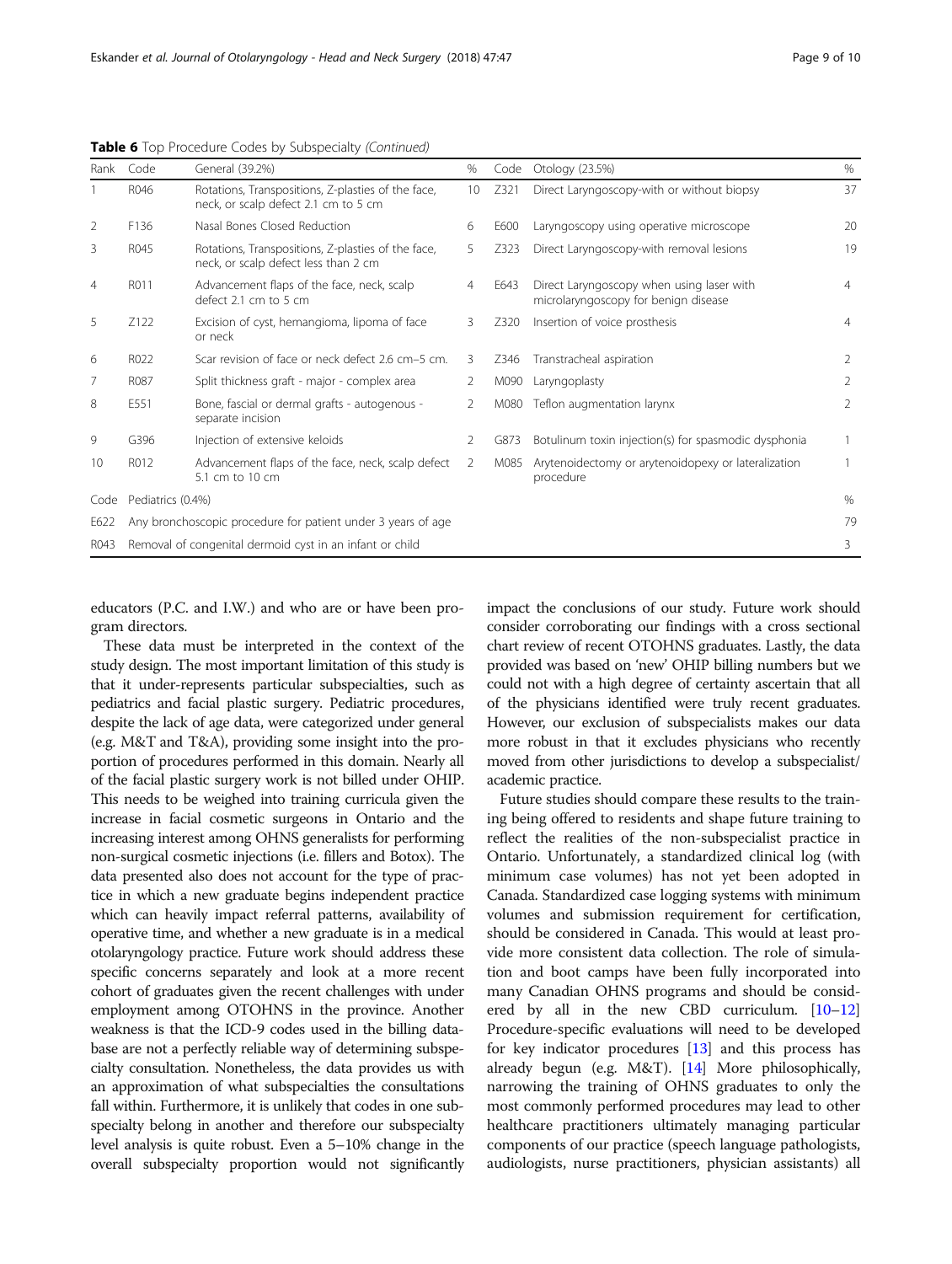**Table 6** Top Procedure Codes by Subspecialty *(Continued)*

| Rank | Code | General (39.2%) | % | Code | Otology (23.5%) | % |
|---|---|---|---|---|---|---|
| 1 | R046 | Rotations, Transpositions, Z-plasties of the face, neck, or scalp defect 2.1 cm to 5 cm | 10 | Z321 | Direct Laryngoscopy-with or without biopsy | 37 |
| 2 | F136 | Nasal Bones Closed Reduction | 6 | E600 | Laryngoscopy using operative microscope | 20 |
| 3 | R045 | Rotations, Transpositions, Z-plasties of the face, neck, or scalp defect less than 2 cm | 5 | Z323 | Direct Laryngoscopy-with removal lesions | 19 |
| 4 | R011 | Advancement flaps of the face, neck, scalp defect 2.1 cm to 5 cm | 4 | E643 | Direct Laryngoscopy when using laser with microlaryngoscopy for benign disease | 4 |
| 5 | Z122 | Excision of cyst, hemangioma, lipoma of face or neck | 3 | Z320 | Insertion of voice prosthesis | 4 |
| 6 | R022 | Scar revision of face or neck defect 2.6 cm–5 cm. | 3 | Z346 | Transtracheal aspiration | 2 |
| 7 | R087 | Split thickness graft - major - complex area | 2 | M090 | Laryngoplasty | 2 |
| 8 | E551 | Bone, fascial or dermal grafts - autogenous - separate incision | 2 | M080 | Teflon augmentation larynx | 2 |
| 9 | G396 | Injection of extensive keloids | 2 | G873 | Botulinum toxin injection(s) for spasmodic dysphonia | 1 |
| 10 | R012 | Advancement flaps of the face, neck, scalp defect 5.1 cm to 10 cm | 2 | M085 | Arytenoidectomy or arytenoidopexy or lateralization procedure | 1 |
| Code | Pediatrics (0.4%) | | | | | % |
| E622 | Any bronchoscopic procedure for patient under 3 years of age | | | | | 79 |
| R043 | Removal of congenital dermoid cyst in an infant or child | | | | | 3 |

educators (P.C. and I.W.) and who are or have been program directors.

These data must be interpreted in the context of the study design. The most important limitation of this study is that it under-represents particular subspecialties, such as pediatrics and facial plastic surgery. Pediatric procedures, despite the lack of age data, were categorized under general (e.g. M&T and T&A), providing some insight into the proportion of procedures performed in this domain. Nearly all of the facial plastic surgery work is not billed under OHIP. This needs to be weighed into training curricula given the increase in facial cosmetic surgeons in Ontario and the increasing interest among OHNS generalists for performing non-surgical cosmetic injections (i.e. fillers and Botox). The data presented also does not account for the type of practice in which a new graduate begins independent practice which can heavily impact referral patterns, availability of operative time, and whether a new graduate is in a medical otolaryngology practice. Future work should address these specific concerns separately and look at a more recent cohort of graduates given the recent challenges with under employment among OTOHNS in the province. Another weakness is that the ICD-9 codes used in the billing database are not a perfectly reliable way of determining subspecialty consultation. Nonetheless, the data provides us with an approximation of what subspecialties the consultations fall within. Furthermore, it is unlikely that codes in one subspecialty belong in another and therefore our subspecialty level analysis is quite robust. Even a 5–10% change in the overall subspecialty proportion would not significantly impact the conclusions of our study. Future work should consider corroborating our findings with a cross sectional chart review of recent OTOHNS graduates. Lastly, the data provided was based on 'new' OHIP billing numbers but we could not with a high degree of certainty ascertain that all of the physicians identified were truly recent graduates. However, our exclusion of subspecialists makes our data more robust in that it excludes physicians who recently moved from other jurisdictions to develop a subspecialist/academic practice.

Future studies should compare these results to the training being offered to residents and shape future training to reflect the realities of the non-subspecialist practice in Ontario. Unfortunately, a standardized clinical log (with minimum case volumes) has not yet been adopted in Canada. Standardized case logging systems with minimum volumes and submission requirement for certification, should be considered in Canada. This would at least provide more consistent data collection. The role of simulation and boot camps have been fully incorporated into many Canadian OHNS programs and should be considered by all in the new CBD curriculum. [10–12] Procedure-specific evaluations will need to be developed for key indicator procedures [13] and this process has already begun (e.g. M&T). [14] More philosophically, narrowing the training of OHNS graduates to only the most commonly performed procedures may lead to other healthcare practitioners ultimately managing particular components of our practice (speech language pathologists, audiologists, nurse practitioners, physician assistants) all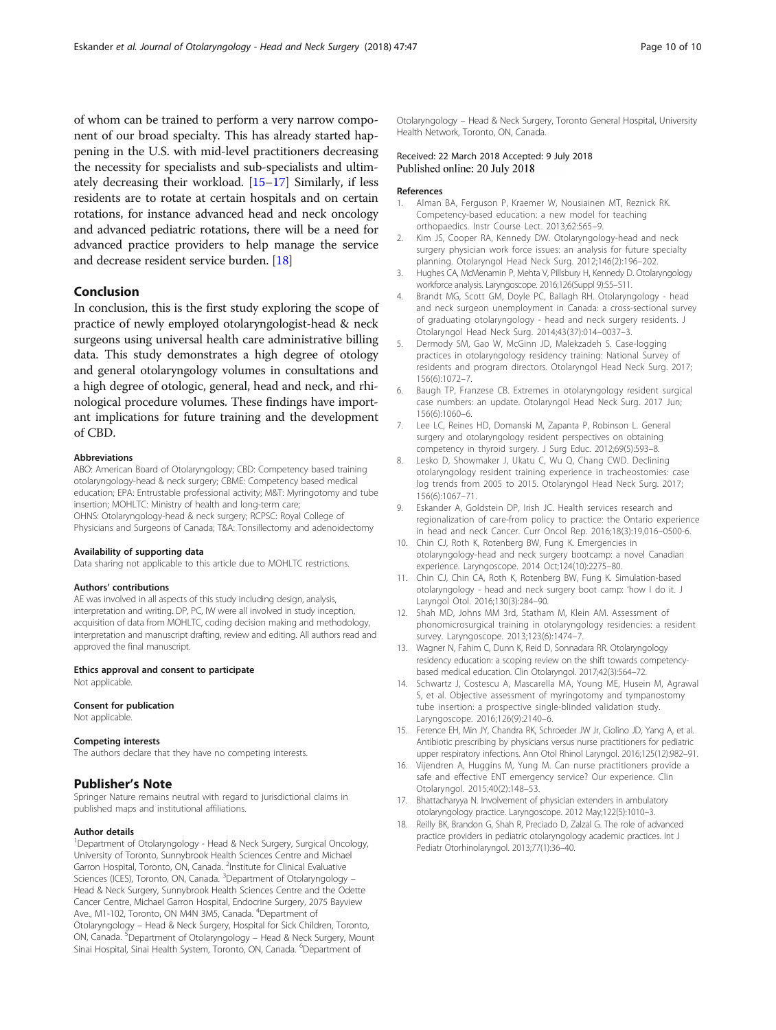of whom can be trained to perform a very narrow component of our broad specialty. This has already started happening in the U.S. with mid-level practitioners decreasing the necessity for specialists and sub-specialists and ultimately decreasing their workload. [15–17] Similarly, if less residents are to rotate at certain hospitals and on certain rotations, for instance advanced head and neck oncology and advanced pediatric rotations, there will be a need for advanced practice providers to help manage the service and decrease resident service burden. [18]

## Conclusion

In conclusion, this is the first study exploring the scope of practice of newly employed otolaryngologist-head & neck surgeons using universal health care administrative billing data. This study demonstrates a high degree of otology and general otolaryngology volumes in consultations and a high degree of otologic, general, head and neck, and rhinological procedure volumes. These findings have important implications for future training and the development of CBD.

#### Abbreviations

ABO: American Board of Otolaryngology; CBD: Competency based training otolaryngology-head & neck surgery; CBME: Competency based medical education; EPA: Entrustable professional activity; M&T: Myringotomy and tube insertion; MOHLTC: Ministry of health and long-term care; OHNS: Otolaryngology-head & neck surgery; RCPSC: Royal College of Physicians and Surgeons of Canada; T&A: Tonsillectomy and adenoidectomy

#### Availability of supporting data

Data sharing not applicable to this article due to MOHLTC restrictions.

#### Authors' contributions

AE was involved in all aspects of this study including design, analysis, interpretation and writing. DP, PC, IW were all involved in study inception, acquisition of data from MOHLTC, coding decision making and methodology, interpretation and manuscript drafting, review and editing. All authors read and approved the final manuscript.

#### Ethics approval and consent to participate

Not applicable.

#### Consent for publication

Not applicable.

#### Competing interests

The authors declare that they have no competing interests.

## Publisher's Note

Springer Nature remains neutral with regard to jurisdictional claims in published maps and institutional affiliations.

#### Author details

[1]Department of Otolaryngology - Head & Neck Surgery, Surgical Oncology, University of Toronto, Sunnybrook Health Sciences Centre and Michael Garron Hospital, Toronto, ON, Canada. [2]Institute for Clinical Evaluative Sciences (ICES), Toronto, ON, Canada. [3]Department of Otolaryngology – Head & Neck Surgery, Sunnybrook Health Sciences Centre and the Odette Cancer Centre, Michael Garron Hospital, Endocrine Surgery, 2075 Bayview Ave., M1-102, Toronto, ON M4N 3M5, Canada. [4]Department of Otolaryngology – Head & Neck Surgery, Hospital for Sick Children, Toronto, ON, Canada. [5]Department of Otolaryngology – Head & Neck Surgery, Mount Sinai Hospital, Sinai Health System, Toronto, ON, Canada. [6]Department of Otolaryngology – Head & Neck Surgery, Toronto General Hospital, University Health Network, Toronto, ON, Canada.

Received: 22 March 2018 Accepted: 9 July 2018
Published online: 20 July 2018

#### References

1. Alman BA, Ferguson P, Kraemer W, Nousiainen MT, Reznick RK. Competency-based education: a new model for teaching orthopaedics. Instr Course Lect. 2013;62:565–9.
2. Kim JS, Cooper RA, Kennedy DW. Otolaryngology-head and neck surgery physician work force issues: an analysis for future specialty planning. Otolaryngol Head Neck Surg. 2012;146(2):196–202.
3. Hughes CA, McMenamin P, Mehta V, Pillsbury H, Kennedy D. Otolaryngology workforce analysis. Laryngoscope. 2016;126(Suppl 9):S5–S11.
4. Brandt MG, Scott GM, Doyle PC, Ballagh RH. Otolaryngology - head and neck surgeon unemployment in Canada: a cross-sectional survey of graduating otolaryngology - head and neck surgery residents. J Otolaryngol Head Neck Surg. 2014;43(37):014–0037–3.
5. Dermody SM, Gao W, McGinn JD, Malekzadeh S. Case-logging practices in otolaryngology residency training: National Survey of residents and program directors. Otolaryngol Head Neck Surg. 2017; 156(6):1072–7.
6. Baugh TP, Franzese CB. Extremes in otolaryngology resident surgical case numbers: an update. Otolaryngol Head Neck Surg. 2017 Jun; 156(6):1060–6.
7. Lee LC, Reines HD, Domanski M, Zapanta P, Robinson L. General surgery and otolaryngology resident perspectives on obtaining competency in thyroid surgery. J Surg Educ. 2012;69(5):593–8.
8. Lesko D, Showmaker J, Ukatu C, Wu Q, Chang CWD. Declining otolaryngology resident training experience in tracheostomies: case log trends from 2005 to 2015. Otolaryngol Head Neck Surg. 2017; 156(6):1067–71.
9. Eskander A, Goldstein DP, Irish JC. Health services research and regionalization of care-from policy to practice: the Ontario experience in head and neck Cancer. Curr Oncol Rep. 2016;18(3):19,016–0500-6.
10. Chin CJ, Roth K, Rotenberg BW, Fung K. Emergencies in otolaryngology-head and neck surgery bootcamp: a novel Canadian experience. Laryngoscope. 2014 Oct;124(10):2275–80.
11. Chin CJ, Chin CA, Roth K, Rotenberg BW, Fung K. Simulation-based otolaryngology - head and neck surgery boot camp: 'how I do it. J Laryngol Otol. 2016;130(3):284–90.
12. Shah MD, Johns MM 3rd, Statham M, Klein AM. Assessment of phonomicrosurgical training in otolaryngology residencies: a resident survey. Laryngoscope. 2013;123(6):1474–7.
13. Wagner N, Fahim C, Dunn K, Reid D, Sonnadara RR. Otolaryngology residency education: a scoping review on the shift towards competency-based medical education. Clin Otolaryngol. 2017;42(3):564–72.
14. Schwartz J, Costescu A, Mascarella MA, Young ME, Husein M, Agrawal S, et al. Objective assessment of myringotomy and tympanostomy tube insertion: a prospective single-blinded validation study. Laryngoscope. 2016;126(9):2140–6.
15. Ference EH, Min JY, Chandra RK, Schroeder JW Jr, Ciolino JD, Yang A, et al. Antibiotic prescribing by physicians versus nurse practitioners for pediatric upper respiratory infections. Ann Otol Rhinol Laryngol. 2016;125(12):982–91.
16. Vijendren A, Huggins M, Yung M. Can nurse practitioners provide a safe and effective ENT emergency service? Our experience. Clin Otolaryngol. 2015;40(2):148–53.
17. Bhattacharyya N. Involvement of physician extenders in ambulatory otolaryngology practice. Laryngoscope. 2012 May;122(5):1010–3.
18. Reilly BK, Brandon G, Shah R, Preciado D, Zalzal G. The role of advanced practice providers in pediatric otolaryngology academic practices. Int J Pediatr Otorhinolaryngol. 2013;77(1):36–40.